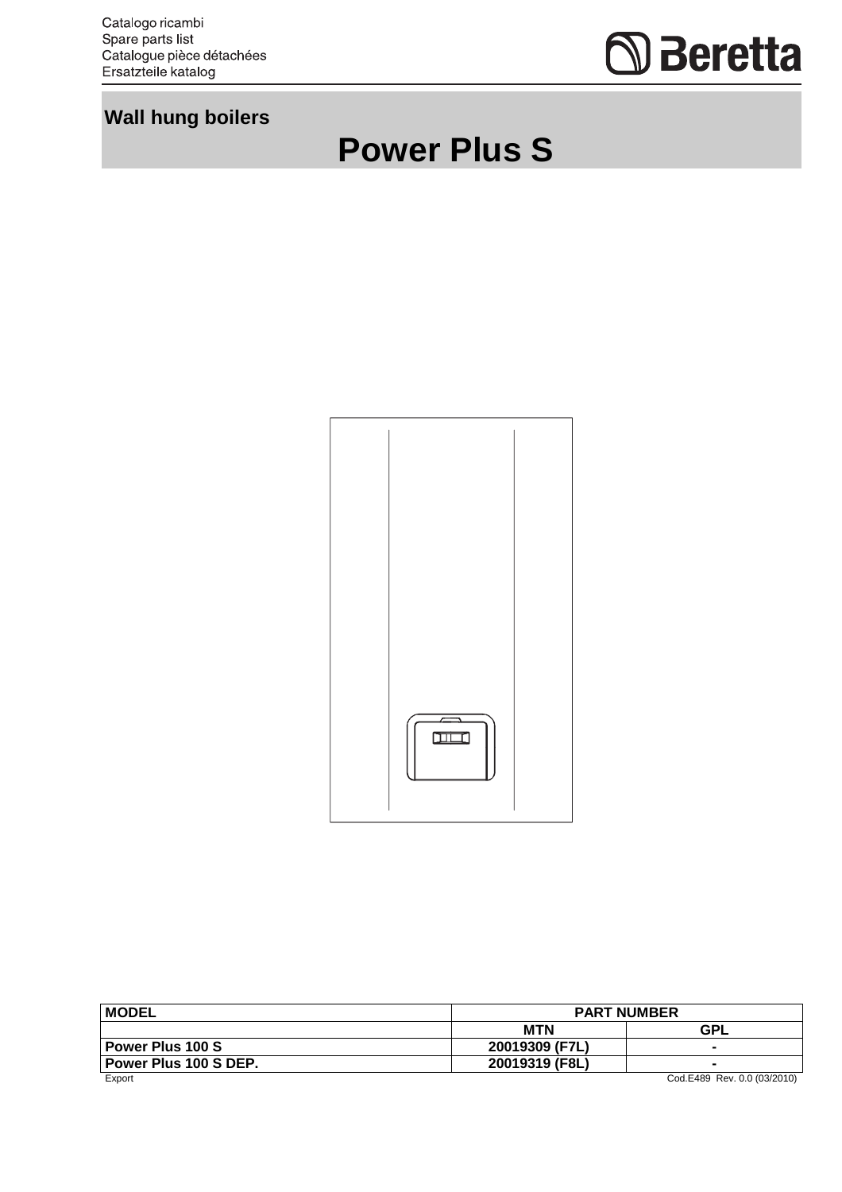Catalogo ricambi
Spare parts list
Catalogue pièce détachées
Ersatzteile katalog

Beretta

## Wall hung boilers

# Power Plus S

| MODEL | PART NUMBER | |
|---|---|---|
| | MTN | GPL |
| Power Plus 100 S | 20019309 (F7L) | - |
| Power Plus 100 S DEP. | 20019319 (F8L) | - |

Export

Cod.E489 Rev. 0.0 (03/2010)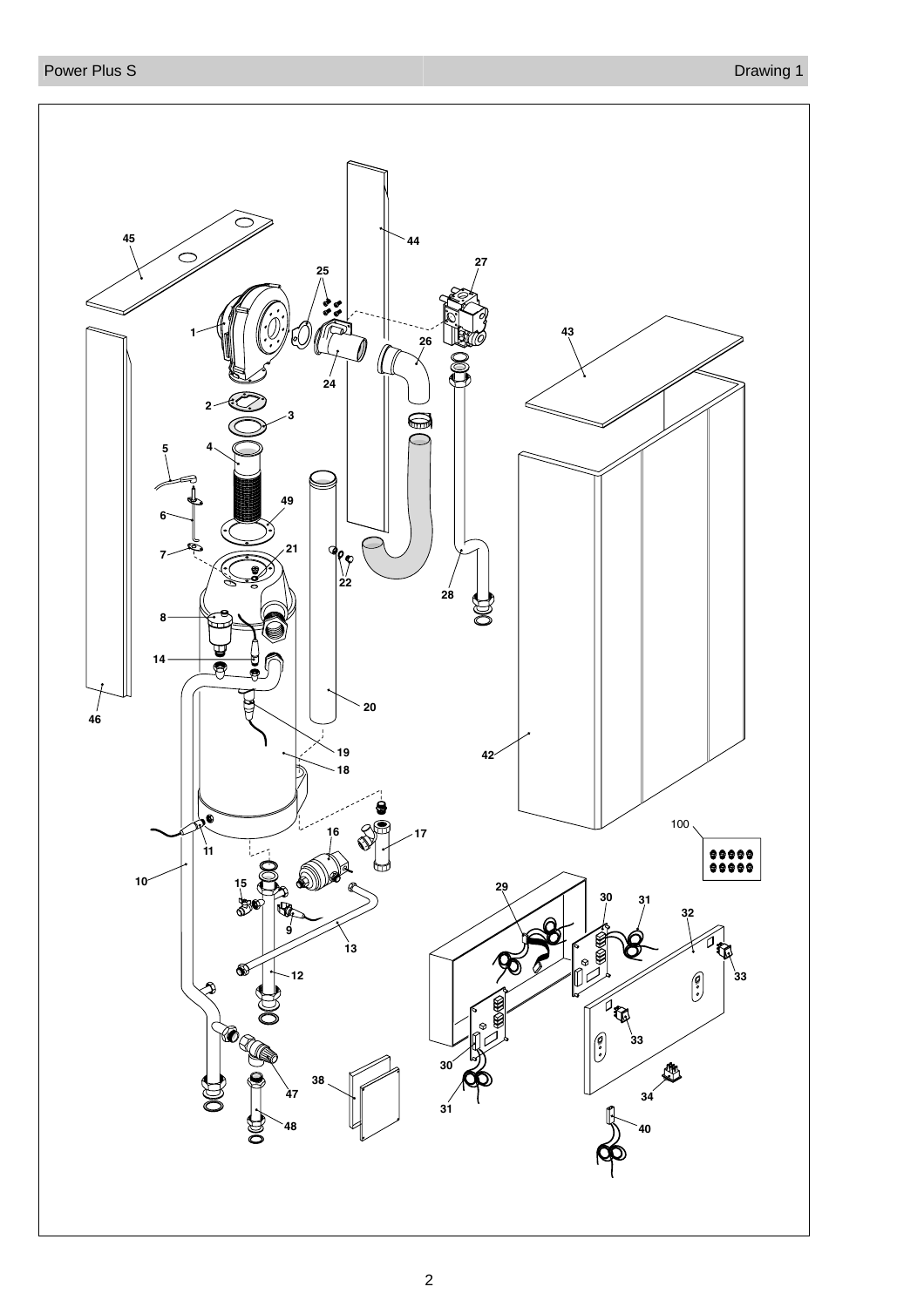Power Plus S

Drawing 1

45 44 27 25 1 26 43 24 2 3 5 4 49 6 21 7 22 28 8 14 46 20 19 42 18 16 17 100 11 10 15 29 30 31 32 9 13 12 33 33 34 30 38 47 31 48 40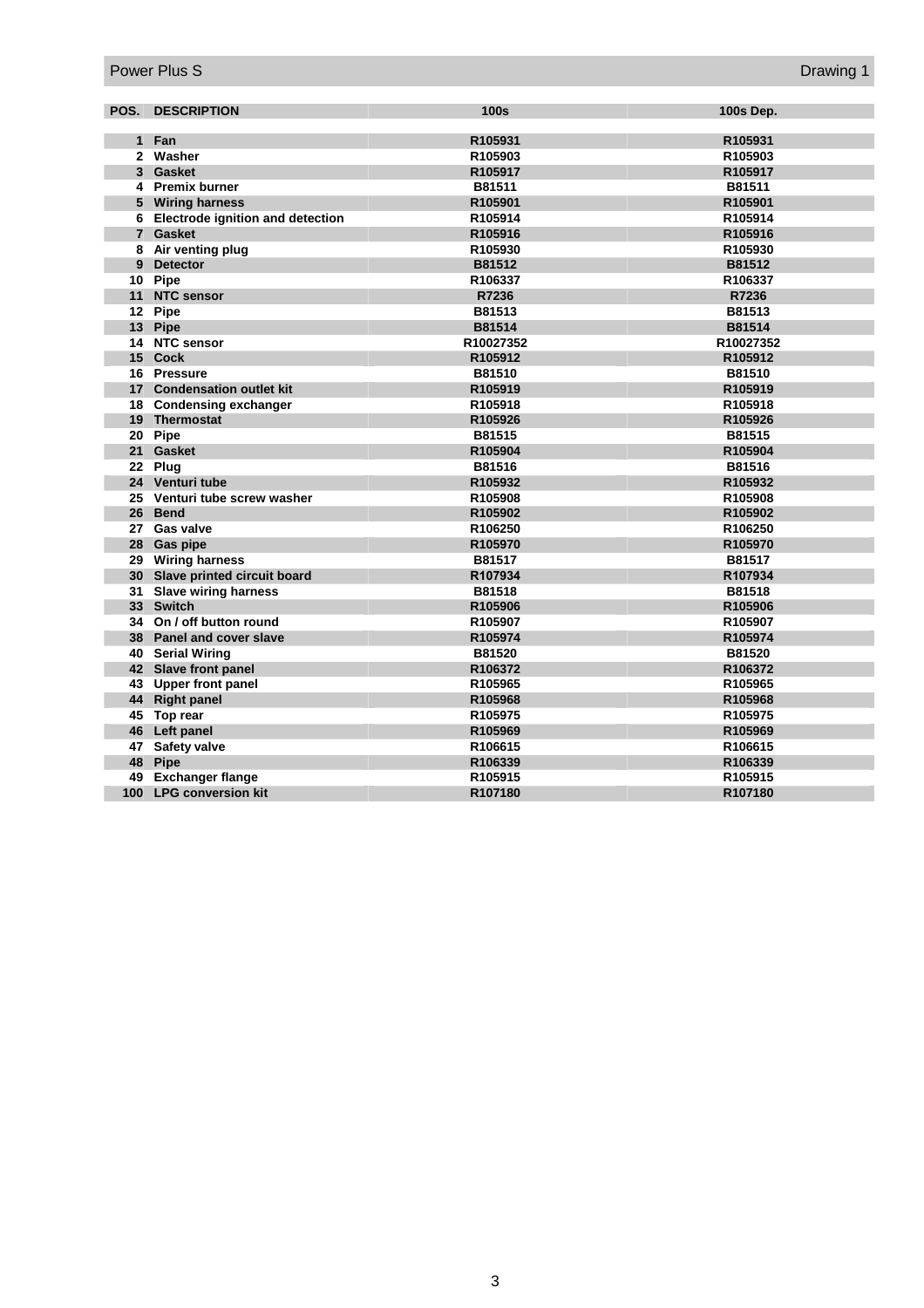Power Plus S — Drawing 1

| POS. | DESCRIPTION | 100s | 100s Dep. |
|---|---|---|---|
| 1 | Fan | R105931 | R105931 |
| 2 | Washer | R105903 | R105903 |
| 3 | Gasket | R105917 | R105917 |
| 4 | Premix burner | B81511 | B81511 |
| 5 | Wiring harness | R105901 | R105901 |
| 6 | Electrode ignition and detection | R105914 | R105914 |
| 7 | Gasket | R105916 | R105916 |
| 8 | Air venting plug | R105930 | R105930 |
| 9 | Detector | B81512 | B81512 |
| 10 | Pipe | R106337 | R106337 |
| 11 | NTC sensor | R7236 | R7236 |
| 12 | Pipe | B81513 | B81513 |
| 13 | Pipe | B81514 | B81514 |
| 14 | NTC sensor | R10027352 | R10027352 |
| 15 | Cock | R105912 | R105912 |
| 16 | Pressure | B81510 | B81510 |
| 17 | Condensation outlet kit | R105919 | R105919 |
| 18 | Condensing exchanger | R105918 | R105918 |
| 19 | Thermostat | R105926 | R105926 |
| 20 | Pipe | B81515 | B81515 |
| 21 | Gasket | R105904 | R105904 |
| 22 | Plug | B81516 | B81516 |
| 24 | Venturi tube | R105932 | R105932 |
| 25 | Venturi tube screw washer | R105908 | R105908 |
| 26 | Bend | R105902 | R105902 |
| 27 | Gas valve | R106250 | R106250 |
| 28 | Gas pipe | R105970 | R105970 |
| 29 | Wiring harness | B81517 | B81517 |
| 30 | Slave printed circuit board | R107934 | R107934 |
| 31 | Slave wiring harness | B81518 | B81518 |
| 33 | Switch | R105906 | R105906 |
| 34 | On / off button round | R105907 | R105907 |
| 38 | Panel and cover slave | R105974 | R105974 |
| 40 | Serial Wiring | B81520 | B81520 |
| 42 | Slave front panel | R106372 | R106372 |
| 43 | Upper front panel | R105965 | R105965 |
| 44 | Right panel | R105968 | R105968 |
| 45 | Top rear | R105975 | R105975 |
| 46 | Left panel | R105969 | R105969 |
| 47 | Safety valve | R106615 | R106615 |
| 48 | Pipe | R106339 | R106339 |
| 49 | Exchanger flange | R105915 | R105915 |
| 100 | LPG conversion kit | R107180 | R107180 |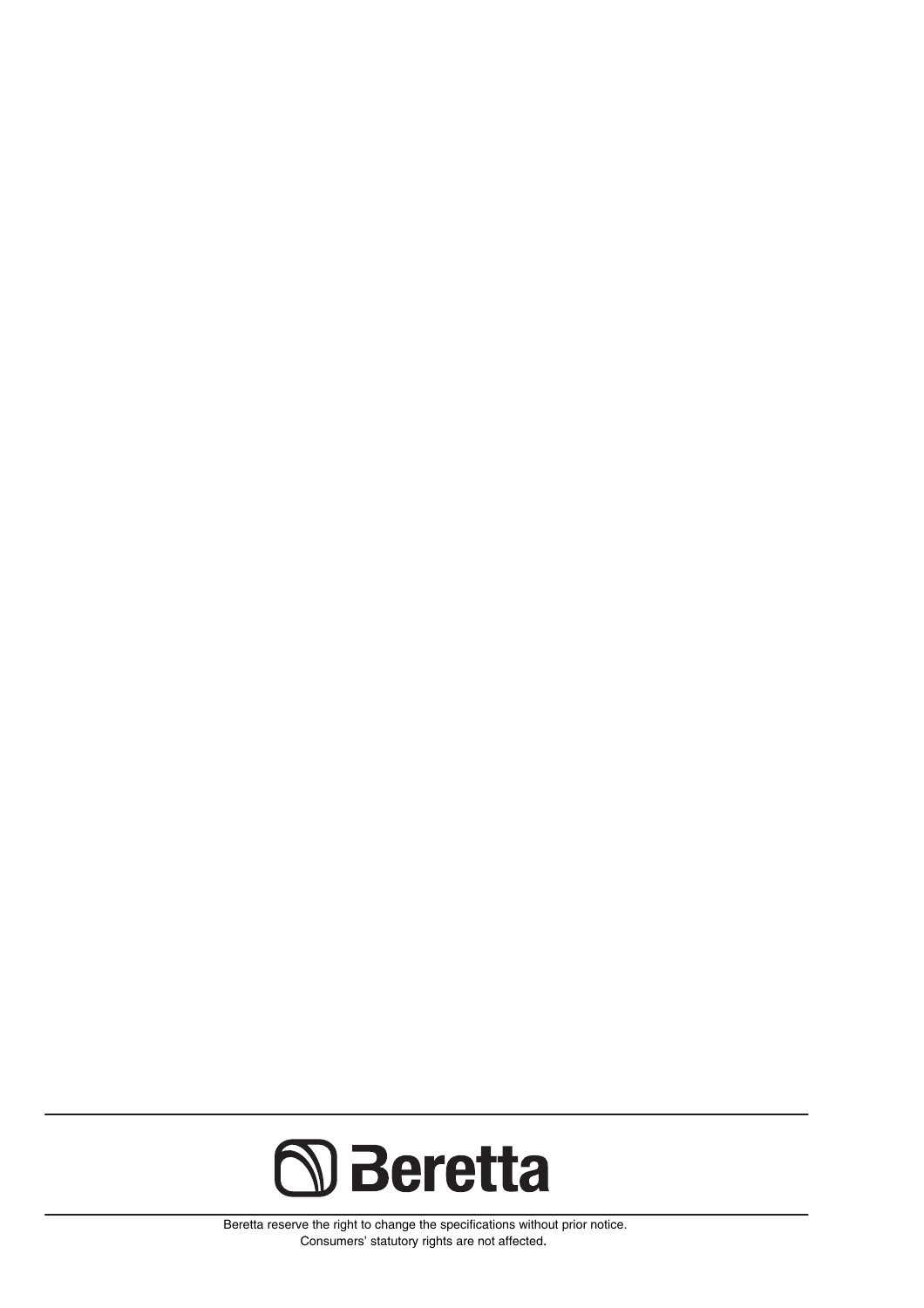Beretta

Beretta reserve the right to change the specifications without prior notice.
Consumers' statutory rights are not affected.